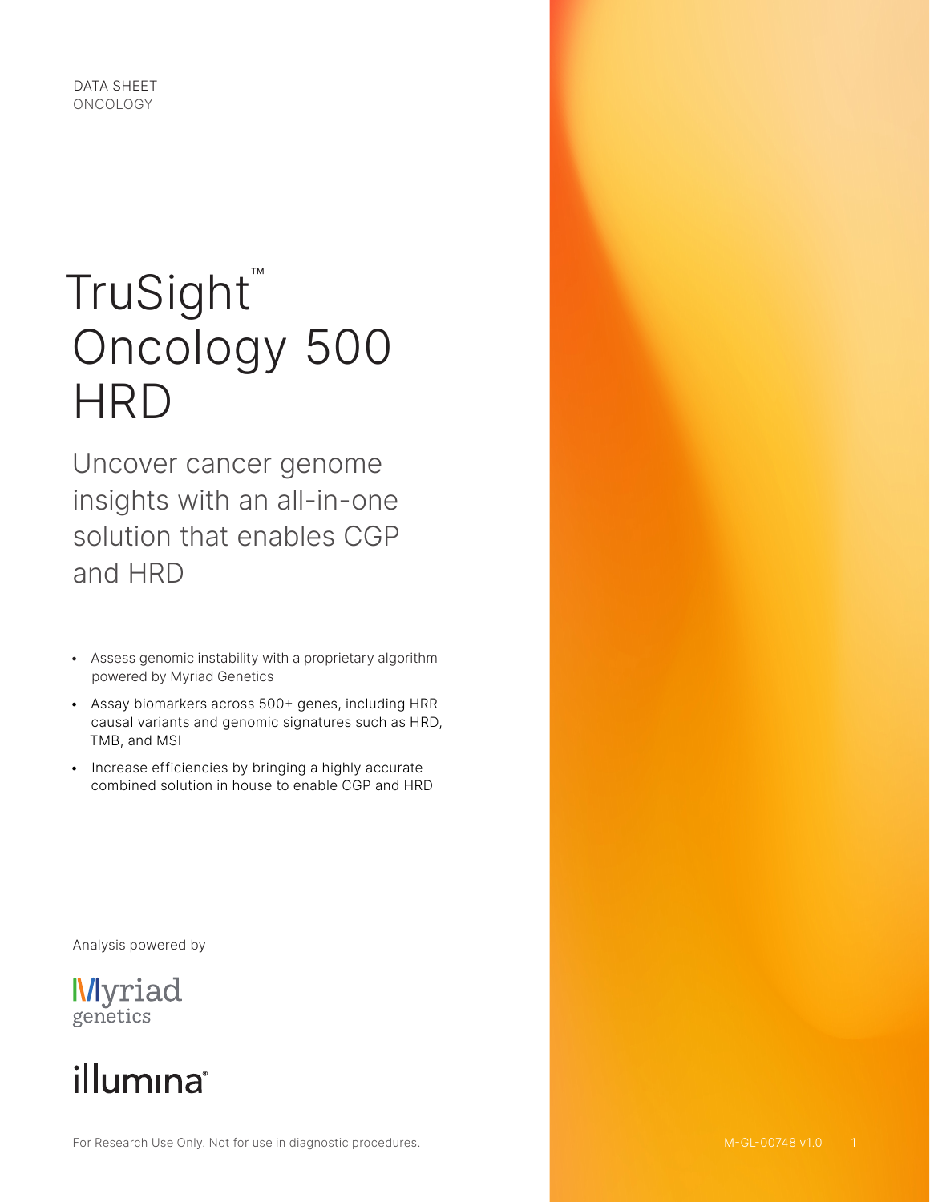DATA SHEET
ONCOLOGY

# TruSight™ Oncology 500 HRD

## Uncover cancer genome insights with an all-in-one solution that enables CGP and HRD

- Assess genomic instability with a proprietary algorithm powered by Myriad Genetics
- Assay biomarkers across 500+ genes, including HRR causal variants and genomic signatures such as HRD, TMB, and MSI
- Increase efficiencies by bringing a highly accurate combined solution in house to enable CGP and HRD

Analysis powered by

Myriad genetics

illumina®

For Research Use Only. Not for use in diagnostic procedures.

M-GL-00748 v1.0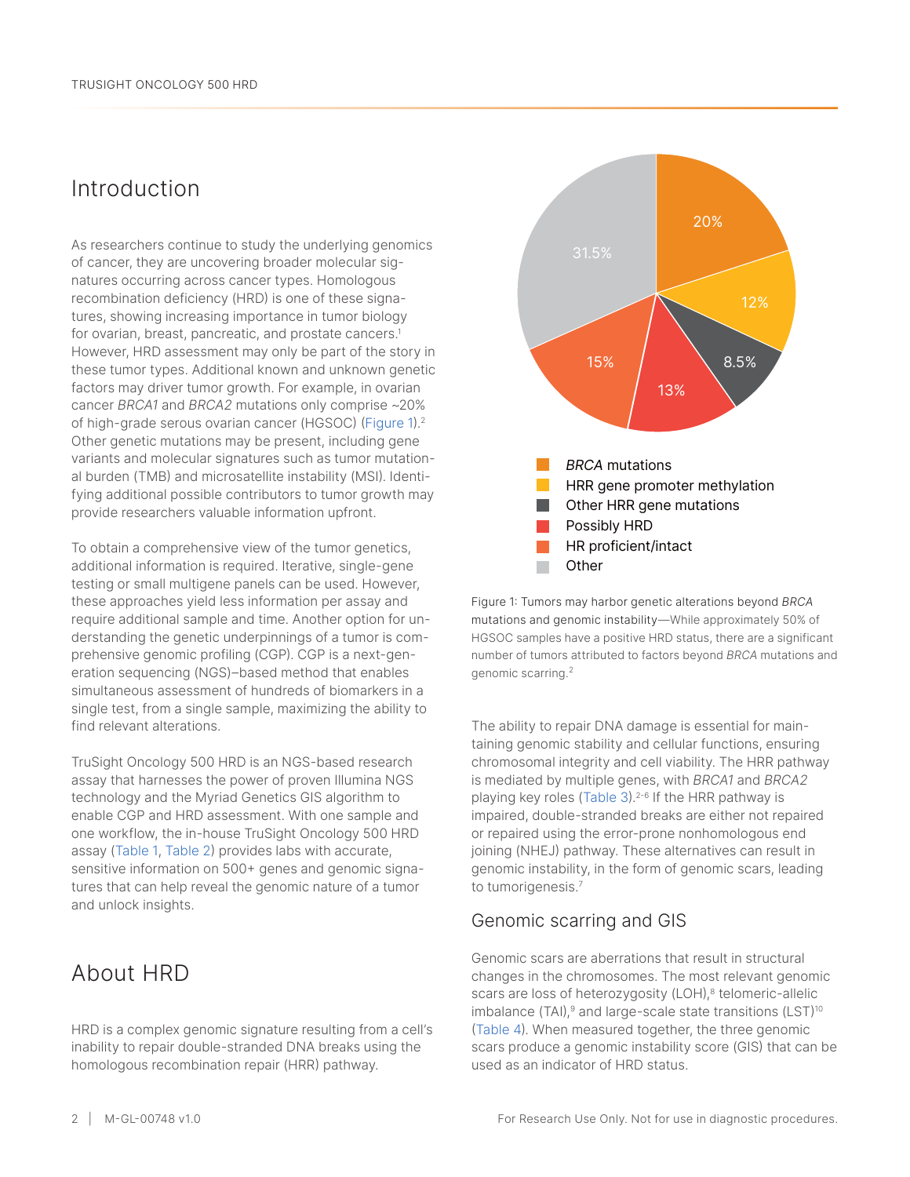## Introduction

As researchers continue to study the underlying genomics of cancer, they are uncovering broader molecular signatures occurring across cancer types. Homologous recombination deficiency (HRD) is one of these signatures, showing increasing importance in tumor biology for ovarian, breast, pancreatic, and prostate cancers.[1] However, HRD assessment may only be part of the story in these tumor types. Additional known and unknown genetic factors may driver tumor growth. For example, in ovarian cancer *BRCA1* and *BRCA2* mutations only comprise ~20% of high-grade serous ovarian cancer (HGSOC) (Figure 1).[2] Other genetic mutations may be present, including gene variants and molecular signatures such as tumor mutational burden (TMB) and microsatellite instability (MSI). Identifying additional possible contributors to tumor growth may provide researchers valuable information upfront.

To obtain a comprehensive view of the tumor genetics, additional information is required. Iterative, single-gene testing or small multigene panels can be used. However, these approaches yield less information per assay and require additional sample and time. Another option for understanding the genetic underpinnings of a tumor is comprehensive genomic profiling (CGP). CGP is a next-generation sequencing (NGS)–based method that enables simultaneous assessment of hundreds of biomarkers in a single test, from a single sample, maximizing the ability to find relevant alterations.

TruSight Oncology 500 HRD is an NGS-based research assay that harnesses the power of proven Illumina NGS technology and the Myriad Genetics GIS algorithm to enable CGP and HRD assessment. With one sample and one workflow, the in-house TruSight Oncology 500 HRD assay (Table 1, Table 2) provides labs with accurate, sensitive information on 500+ genes and genomic signatures that can help reveal the genomic nature of a tumor and unlock insights.

## About HRD

HRD is a complex genomic signature resulting from a cell's inability to repair double-stranded DNA breaks using the homologous recombination repair (HRR) pathway.

| Category | Percentage |
|---|---|
| *BRCA* mutations | 20% |
| HRR gene promoter methylation | 12% |
| Other HRR gene mutations | 8.5% |
| Possibly HRD | 13% |
| HR proficient/intact | 15% |
| Other | 31.5% |

Figure 1: Tumors may harbor genetic alterations beyond *BRCA* mutations and genomic instability—While approximately 50% of HGSOC samples have a positive HRD status, there are a significant number of tumors attributed to factors beyond *BRCA* mutations and genomic scarring.[2]

The ability to repair DNA damage is essential for maintaining genomic stability and cellular functions, ensuring chromosomal integrity and cell viability. The HRR pathway is mediated by multiple genes, with *BRCA1* and *BRCA2* playing key roles (Table 3).[2–6] If the HRR pathway is impaired, double-stranded breaks are either not repaired or repaired using the error-prone nonhomologous end joining (NHEJ) pathway. These alternatives can result in genomic instability, in the form of genomic scars, leading to tumorigenesis.[7]

### Genomic scarring and GIS

Genomic scars are aberrations that result in structural changes in the chromosomes. The most relevant genomic scars are loss of heterozygosity (LOH),[8] telomeric-allelic imbalance (TAI),[9] and large-scale state transitions (LST)[10] (Table 4). When measured together, the three genomic scars produce a genomic instability score (GIS) that can be used as an indicator of HRD status.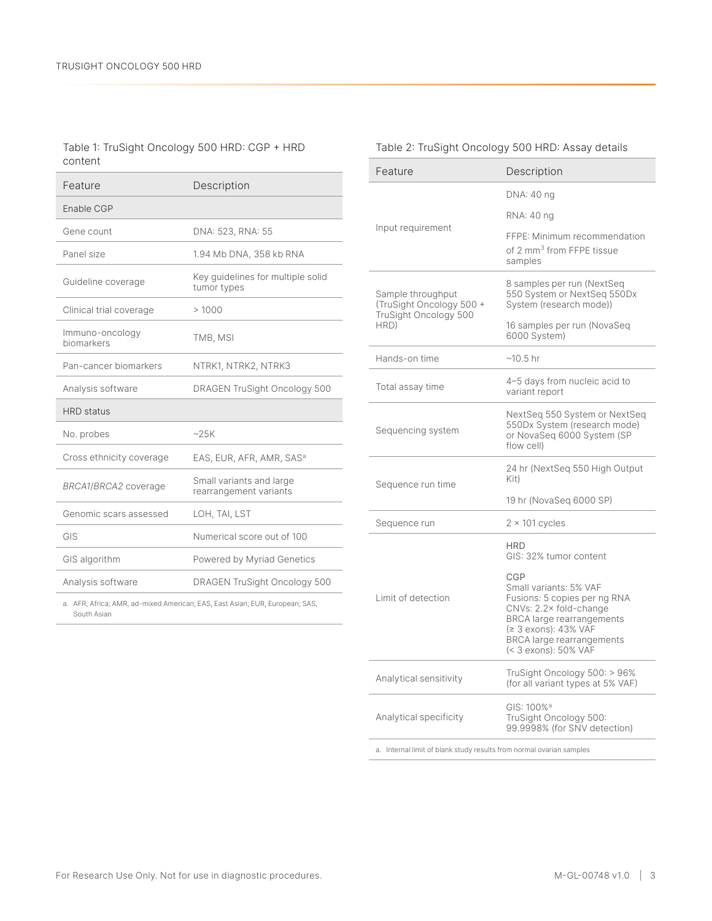Table 1: TruSight Oncology 500 HRD: CGP + HRD content

| Feature | Description |
|---|---|
| **Enable CGP** | |
| Gene count | DNA: 523, RNA: 55 |
| Panel size | 1.94 Mb DNA, 358 kb RNA |
| Guideline coverage | Key guidelines for multiple solid tumor types |
| Clinical trial coverage | > 1000 |
| Immuno-oncology biomarkers | TMB, MSI |
| Pan-cancer biomarkers | NTRK1, NTRK2, NTRK3 |
| Analysis software | DRAGEN TruSight Oncology 500 |
| **HRD status** | |
| No. probes | ~25K |
| Cross ethnicity coverage | EAS, EUR, AFR, AMR, SAS[a] |
| *BRCA1*/*BRCA2* coverage | Small variants and large rearrangement variants |
| Genomic scars assessed | LOH, TAI, LST |
| GIS | Numerical score out of 100 |
| GIS algorithm | Powered by Myriad Genetics |
| Analysis software | DRAGEN TruSight Oncology 500 |

a. AFR, Africa; AMR, ad-mixed American; EAS, East Asian; EUR, European; SAS, South Asian

Table 2: TruSight Oncology 500 HRD: Assay details

| Feature | Description |
|---|---|
| Input requirement | DNA: 40 ng<br>RNA: 40 ng<br>FFPE: Minimum recommendation of 2 $mm^3$ from FFPE tissue samples |
| Sample throughput (TruSight Oncology 500 + TruSight Oncology 500 HRD) | 8 samples per run (NextSeq 550 System or NextSeq 550Dx System (research mode))<br>16 samples per run (NovaSeq 6000 System) |
| Hands-on time | ~10.5 hr |
| Total assay time | 4–5 days from nucleic acid to variant report |
| Sequencing system | NextSeq 550 System or NextSeq 550Dx System (research mode) or NovaSeq 6000 System (SP flow cell) |
| Sequence run time | 24 hr (NextSeq 550 High Output Kit)<br>19 hr (NovaSeq 6000 SP) |
| Sequence run | 2 × 101 cycles |
| Limit of detection | HRD<br>GIS: 32% tumor content<br>CGP<br>Small variants: 5% VAF<br>Fusions: 5 copies per ng RNA<br>CNVs: 2.2× fold-change<br>BRCA large rearrangements (≥ 3 exons): 43% VAF<br>BRCA large rearrangements (< 3 exons): 50% VAF |
| Analytical sensitivity | TruSight Oncology 500: > 96% (for all variant types at 5% VAF) |
| Analytical specificity | GIS: 100%[a]<br>TruSight Oncology 500: 99.9998% (for SNV detection) |

a. Internal limit of blank study results from normal ovarian samples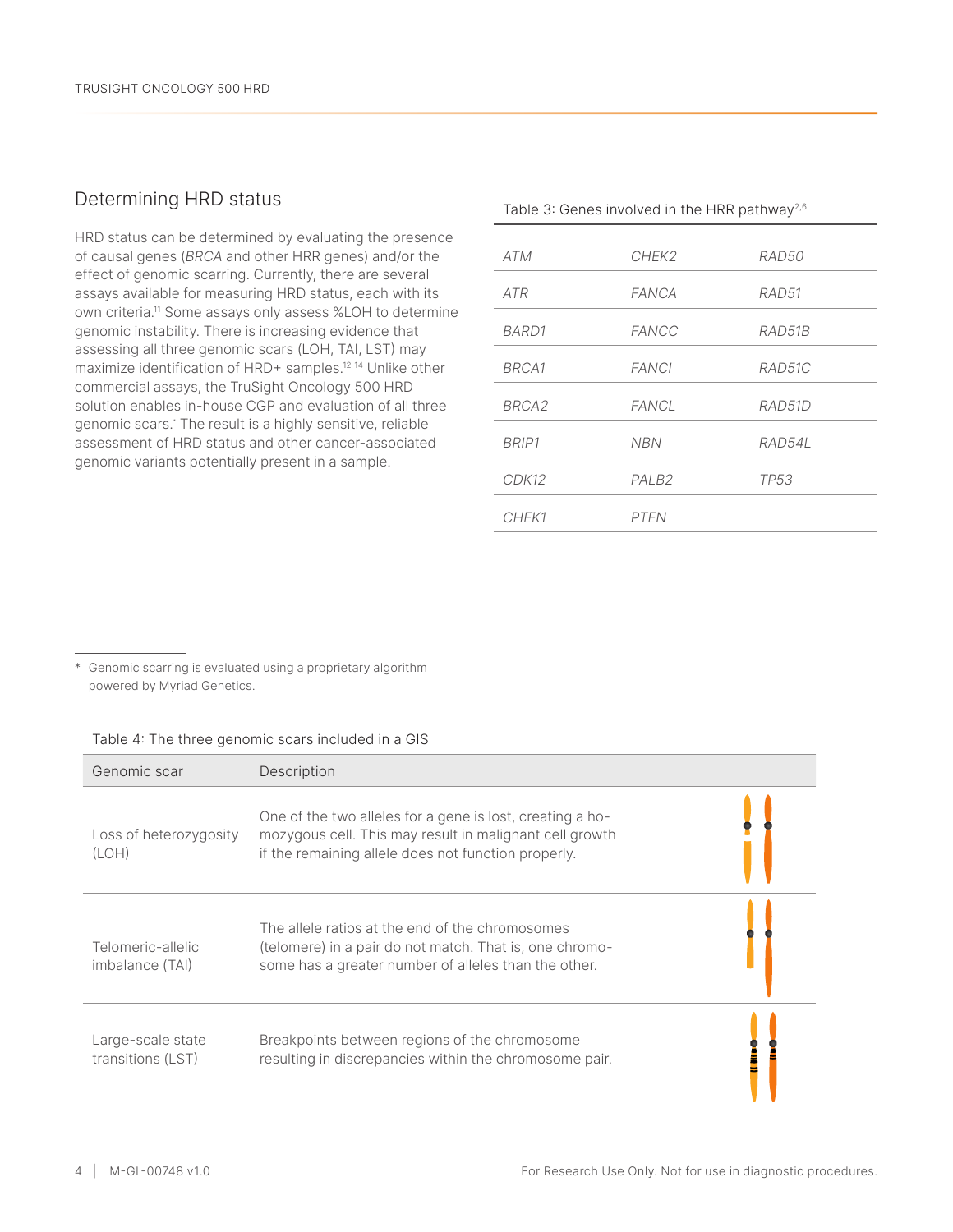## Determining HRD status

HRD status can be determined by evaluating the presence of causal genes (*BRCA* and other HRR genes) and/or the effect of genomic scarring. Currently, there are several assays available for measuring HRD status, each with its own criteria.[11] Some assays only assess %LOH to determine genomic instability. There is increasing evidence that assessing all three genomic scars (LOH, TAI, LST) may maximize identification of HRD+ samples.[12-14] Unlike other commercial assays, the TruSight Oncology 500 HRD solution enables in-house CGP and evaluation of all three genomic scars.* The result is a highly sensitive, reliable assessment of HRD status and other cancer-associated genomic variants potentially present in a sample.

Table 3: Genes involved in the HRR pathway[2,6]

| | | |
|---|---|---|
| *ATM* | *CHEK2* | *RAD50* |
| *ATR* | *FANCA* | *RAD51* |
| *BARD1* | *FANCC* | *RAD51B* |
| *BRCA1* | *FANCI* | *RAD51C* |
| *BRCA2* | *FANCL* | *RAD51D* |
| *BRIP1* | *NBN* | *RAD54L* |
| *CDK12* | *PALB2* | *TP53* |
| *CHEK1* | *PTEN* | |

\* Genomic scarring is evaluated using a proprietary algorithm powered by Myriad Genetics.

Table 4: The three genomic scars included in a GIS

| Genomic scar | Description |
|---|---|
| Loss of heterozygosity (LOH) | One of the two alleles for a gene is lost, creating a homozygous cell. This may result in malignant cell growth if the remaining allele does not function properly. |
| Telomeric-allelic imbalance (TAI) | The allele ratios at the end of the chromosomes (telomere) in a pair do not match. That is, one chromosome has a greater number of alleles than the other. |
| Large-scale state transitions (LST) | Breakpoints between regions of the chromosome resulting in discrepancies within the chromosome pair. |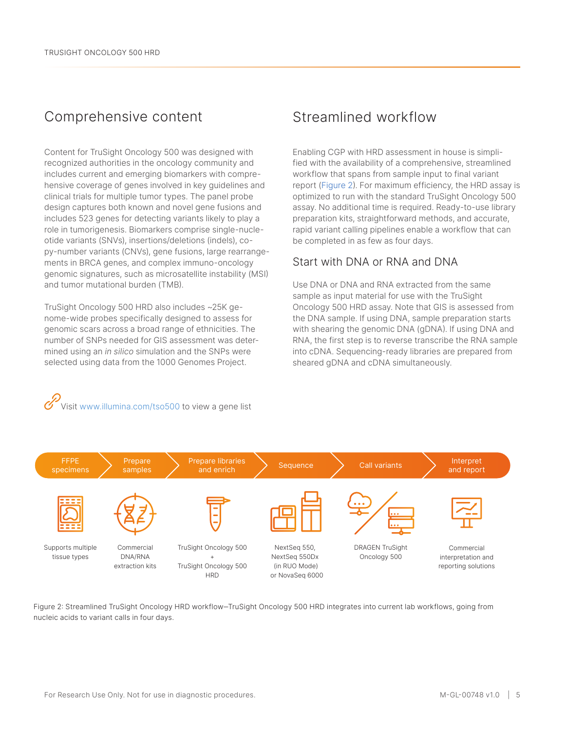## Comprehensive content

Content for TruSight Oncology 500 was designed with recognized authorities in the oncology community and includes current and emerging biomarkers with comprehensive coverage of genes involved in key guidelines and clinical trials for multiple tumor types. The panel probe design captures both known and novel gene fusions and includes 523 genes for detecting variants likely to play a role in tumorigenesis. Biomarkers comprise single-nucleotide variants (SNVs), insertions/deletions (indels), copy-number variants (CNVs), gene fusions, large rearrangements in BRCA genes, and complex immuno-oncology genomic signatures, such as microsatellite instability (MSI) and tumor mutational burden (TMB).

TruSight Oncology 500 HRD also includes ~25K genome-wide probes specifically designed to assess for genomic scars across a broad range of ethnicities. The number of SNPs needed for GIS assessment was determined using an *in silico* simulation and the SNPs were selected using data from the 1000 Genomes Project.

Visit www.illumina.com/tso500 to view a gene list

## Streamlined workflow

Enabling CGP with HRD assessment in house is simplified with the availability of a comprehensive, streamlined workflow that spans from sample input to final variant report (Figure 2). For maximum efficiency, the HRD assay is optimized to run with the standard TruSight Oncology 500 assay. No additional time is required. Ready-to-use library preparation kits, straightforward methods, and accurate, rapid variant calling pipelines enable a workflow that can be completed in as few as four days.

### Start with DNA or RNA and DNA

Use DNA or DNA and RNA extracted from the same sample as input material for use with the TruSight Oncology 500 HRD assay. Note that GIS is assessed from the DNA sample. If using DNA, sample preparation starts with shearing the genomic DNA (gDNA). If using DNA and RNA, the first step is to reverse transcribe the RNA sample into cDNA. Sequencing-ready libraries are prepared from sheared gDNA and cDNA simultaneously.

| FFPE specimens | Prepare samples | Prepare libraries and enrich | Sequence | Call variants | Interpret and report |
|---|---|---|---|---|---|
| Supports multiple tissue types | Commercial DNA/RNA extraction kits | TruSight Oncology 500 + TruSight Oncology 500 HRD | NextSeq 550, NextSeq 550Dx (in RUO Mode) or NovaSeq 6000 | DRAGEN TruSight Oncology 500 | Commercial interpretation and reporting solutions |

Figure 2: Streamlined TruSight Oncology HRD workflow—TruSight Oncology 500 HRD integrates into current lab workflows, going from nucleic acids to variant calls in four days.

For Research Use Only. Not for use in diagnostic procedures.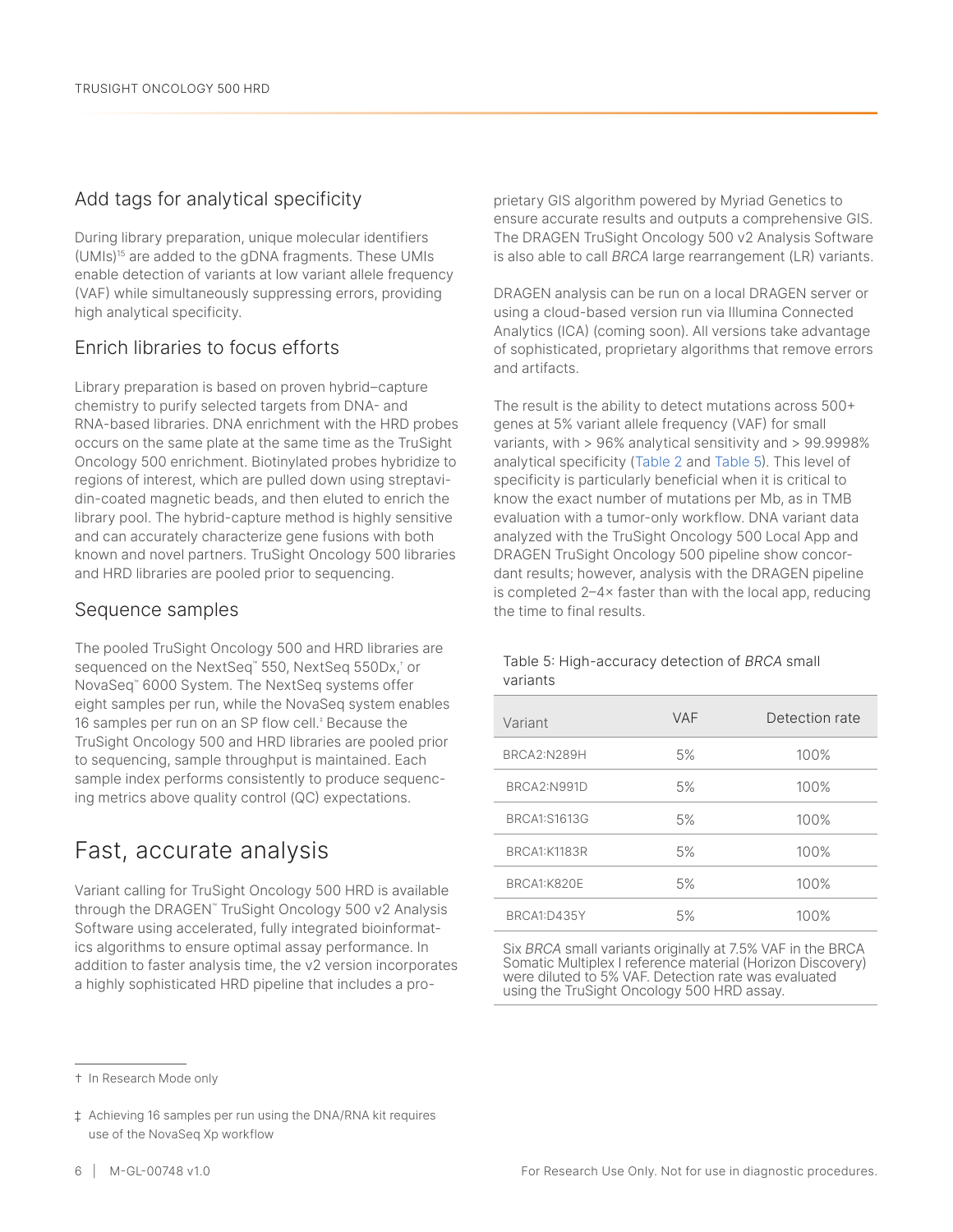## Add tags for analytical specificity

During library preparation, unique molecular identifiers (UMIs)[15] are added to the gDNA fragments. These UMIs enable detection of variants at low variant allele frequency (VAF) while simultaneously suppressing errors, providing high analytical specificity.

## Enrich libraries to focus efforts

Library preparation is based on proven hybrid–capture chemistry to purify selected targets from DNA- and RNA-based libraries. DNA enrichment with the HRD probes occurs on the same plate at the same time as the TruSight Oncology 500 enrichment. Biotinylated probes hybridize to regions of interest, which are pulled down using streptavidin-coated magnetic beads, and then eluted to enrich the library pool. The hybrid-capture method is highly sensitive and can accurately characterize gene fusions with both known and novel partners. TruSight Oncology 500 libraries and HRD libraries are pooled prior to sequencing.

## Sequence samples

The pooled TruSight Oncology 500 and HRD libraries are sequenced on the NextSeq™ 550, NextSeq 550Dx,† or NovaSeq™ 6000 System. The NextSeq systems offer eight samples per run, while the NovaSeq system enables 16 samples per run on an SP flow cell.‡ Because the TruSight Oncology 500 and HRD libraries are pooled prior to sequencing, sample throughput is maintained. Each sample index performs consistently to produce sequencing metrics above quality control (QC) expectations.

# Fast, accurate analysis

Variant calling for TruSight Oncology 500 HRD is available through the DRAGEN™ TruSight Oncology 500 v2 Analysis Software using accelerated, fully integrated bioinformatics algorithms to ensure optimal assay performance. In addition to faster analysis time, the v2 version incorporates a highly sophisticated HRD pipeline that includes a proprietary GIS algorithm powered by Myriad Genetics to ensure accurate results and outputs a comprehensive GIS. The DRAGEN TruSight Oncology 500 v2 Analysis Software is also able to call *BRCA* large rearrangement (LR) variants.

DRAGEN analysis can be run on a local DRAGEN server or using a cloud-based version run via Illumina Connected Analytics (ICA) (coming soon). All versions take advantage of sophisticated, proprietary algorithms that remove errors and artifacts.

The result is the ability to detect mutations across 500+ genes at 5% variant allele frequency (VAF) for small variants, with > 96% analytical sensitivity and > 99.9998% analytical specificity (Table 2 and Table 5). This level of specificity is particularly beneficial when it is critical to know the exact number of mutations per Mb, as in TMB evaluation with a tumor-only workflow. DNA variant data analyzed with the TruSight Oncology 500 Local App and DRAGEN TruSight Oncology 500 pipeline show concordant results; however, analysis with the DRAGEN pipeline is completed 2–4× faster than with the local app, reducing the time to final results.

Table 5: High-accuracy detection of *BRCA* small variants

| Variant | VAF | Detection rate |
|---|---|---|
| BRCA2:N289H | 5% | 100% |
| BRCA2:N991D | 5% | 100% |
| BRCA1:S1613G | 5% | 100% |
| BRCA1:K1183R | 5% | 100% |
| BRCA1:K820E | 5% | 100% |
| BRCA1:D435Y | 5% | 100% |

Six *BRCA* small variants originally at 7.5% VAF in the BRCA Somatic Multiplex I reference material (Horizon Discovery) were diluted to 5% VAF. Detection rate was evaluated using the TruSight Oncology 500 HRD assay.

† In Research Mode only

‡ Achieving 16 samples per run using the DNA/RNA kit requires use of the NovaSeq Xp workflow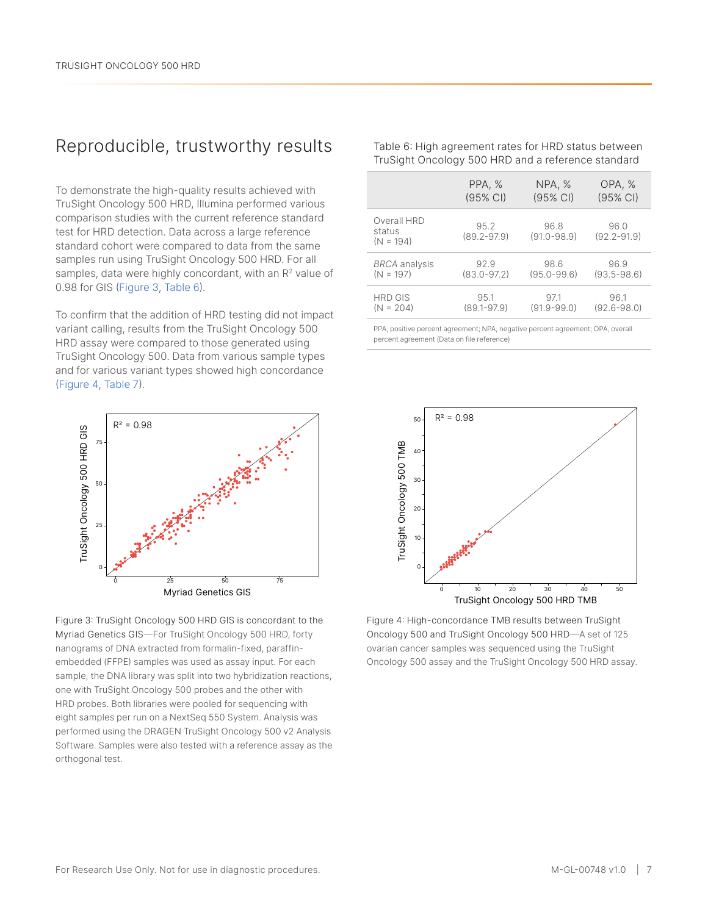## Reproducible, trustworthy results

To demonstrate the high-quality results achieved with TruSight Oncology 500 HRD, Illumina performed various comparison studies with the current reference standard test for HRD detection. Data across a large reference standard cohort were compared to data from the same samples run using TruSight Oncology 500 HRD. For all samples, data were highly concordant, with an $R^2$ value of 0.98 for GIS (Figure 3, Table 6).

To confirm that the addition of HRD testing did not impact variant calling, results from the TruSight Oncology 500 HRD assay were compared to those generated using TruSight Oncology 500. Data from various sample types and for various variant types showed high concordance (Figure 4, Table 7).

Table 6: High agreement rates for HRD status between TruSight Oncology 500 HRD and a reference standard

| | PPA, % (95% CI) | NPA, % (95% CI) | OPA, % (95% CI) |
|---|---|---|---|
| Overall HRD status (N = 194) | 95.2 (89.2-97.9) | 96.8 (91.0-98.9) | 96.0 (92.2-91.9) |
| *BRCA* analysis (N = 197) | 92.9 (83.0-97.2) | 98.6 (95.0-99.6) | 96.9 (93.5-98.6) |
| HRD GIS (N = 204) | 95.1 (89.1-97.9) | 97.1 (91.9-99.0) | 96.1 (92.6-98.0) |

PPA, positive percent agreement; NPA, negative percent agreement; OPA, overall percent agreement (Data on file reference)

Figure 3: TruSight Oncology 500 HRD GIS is concordant to the Myriad Genetics GIS—For TruSight Oncology 500 HRD, forty nanograms of DNA extracted from formalin-fixed, paraffin-embedded (FFPE) samples was used as assay input. For each sample, the DNA library was split into two hybridization reactions, one with TruSight Oncology 500 probes and the other with HRD probes. Both libraries were pooled for sequencing with eight samples per run on a NextSeq 550 System. Analysis was performed using the DRAGEN TruSight Oncology 500 v2 Analysis Software. Samples were also tested with a reference assay as the orthogonal test.

Figure 4: High-concordance TMB results between TruSight Oncology 500 and TruSight Oncology 500 HRD—A set of 125 ovarian cancer samples was sequenced using the TruSight Oncology 500 assay and the TruSight Oncology 500 HRD assay.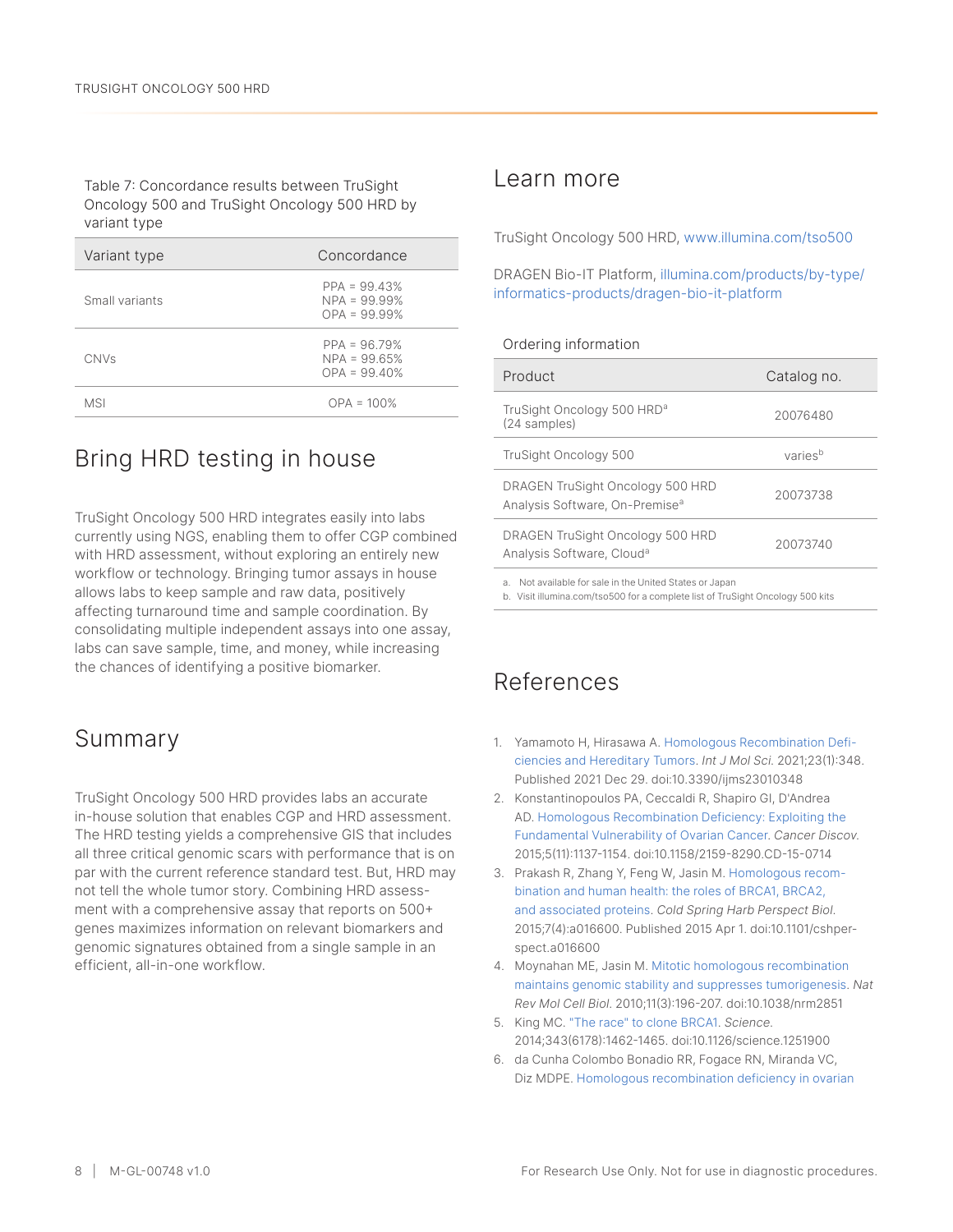Table 7: Concordance results between TruSight Oncology 500 and TruSight Oncology 500 HRD by variant type

| Variant type | Concordance |
|---|---|
| Small variants | PPA = 99.43%<br>NPA = 99.99%<br>OPA = 99.99% |
| CNVs | PPA = 96.79%<br>NPA = 99.65%<br>OPA = 99.40% |
| MSI | OPA = 100% |

## Bring HRD testing in house

TruSight Oncology 500 HRD integrates easily into labs currently using NGS, enabling them to offer CGP combined with HRD assessment, without exploring an entirely new workflow or technology. Bringing tumor assays in house allows labs to keep sample and raw data, positively affecting turnaround time and sample coordination. By consolidating multiple independent assays into one assay, labs can save sample, time, and money, while increasing the chances of identifying a positive biomarker.

## Summary

TruSight Oncology 500 HRD provides labs an accurate in-house solution that enables CGP and HRD assessment. The HRD testing yields a comprehensive GIS that includes all three critical genomic scars with performance that is on par with the current reference standard test. But, HRD may not tell the whole tumor story. Combining HRD assessment with a comprehensive assay that reports on 500+ genes maximizes information on relevant biomarkers and genomic signatures obtained from a single sample in an efficient, all-in-one workflow.

## Learn more

TruSight Oncology 500 HRD, www.illumina.com/tso500

DRAGEN Bio-IT Platform, illumina.com/products/by-type/informatics-products/dragen-bio-it-platform

Ordering information

| Product | Catalog no. |
|---|---|
| TruSight Oncology 500 HRD[a] (24 samples) | 20076480 |
| TruSight Oncology 500 | varies[b] |
| DRAGEN TruSight Oncology 500 HRD Analysis Software, On-Premise[a] | 20073738 |
| DRAGEN TruSight Oncology 500 HRD Analysis Software, Cloud[a] | 20073740 |

a. Not available for sale in the United States or Japan
b. Visit illumina.com/tso500 for a complete list of TruSight Oncology 500 kits

## References

1. Yamamoto H, Hirasawa A. Homologous Recombination Deficiencies and Hereditary Tumors. *Int J Mol Sci.* 2021;23(1):348. Published 2021 Dec 29. doi:10.3390/ijms23010348
2. Konstantinopoulos PA, Ceccaldi R, Shapiro GI, D'Andrea AD. Homologous Recombination Deficiency: Exploiting the Fundamental Vulnerability of Ovarian Cancer. *Cancer Discov.* 2015;5(11):1137-1154. doi:10.1158/2159-8290.CD-15-0714
3. Prakash R, Zhang Y, Feng W, Jasin M. Homologous recombination and human health: the roles of BRCA1, BRCA2, and associated proteins. *Cold Spring Harb Perspect Biol.* 2015;7(4):a016600. Published 2015 Apr 1. doi:10.1101/cshperspect.a016600
4. Moynahan ME, Jasin M. Mitotic homologous recombination maintains genomic stability and suppresses tumorigenesis. *Nat Rev Mol Cell Biol.* 2010;11(3):196-207. doi:10.1038/nrm2851
5. King MC. "The race" to clone BRCA1. *Science.* 2014;343(6178):1462-1465. doi:10.1126/science.1251900
6. da Cunha Colombo Bonadio RR, Fogace RN, Miranda VC, Diz MDPE. Homologous recombination deficiency in ovarian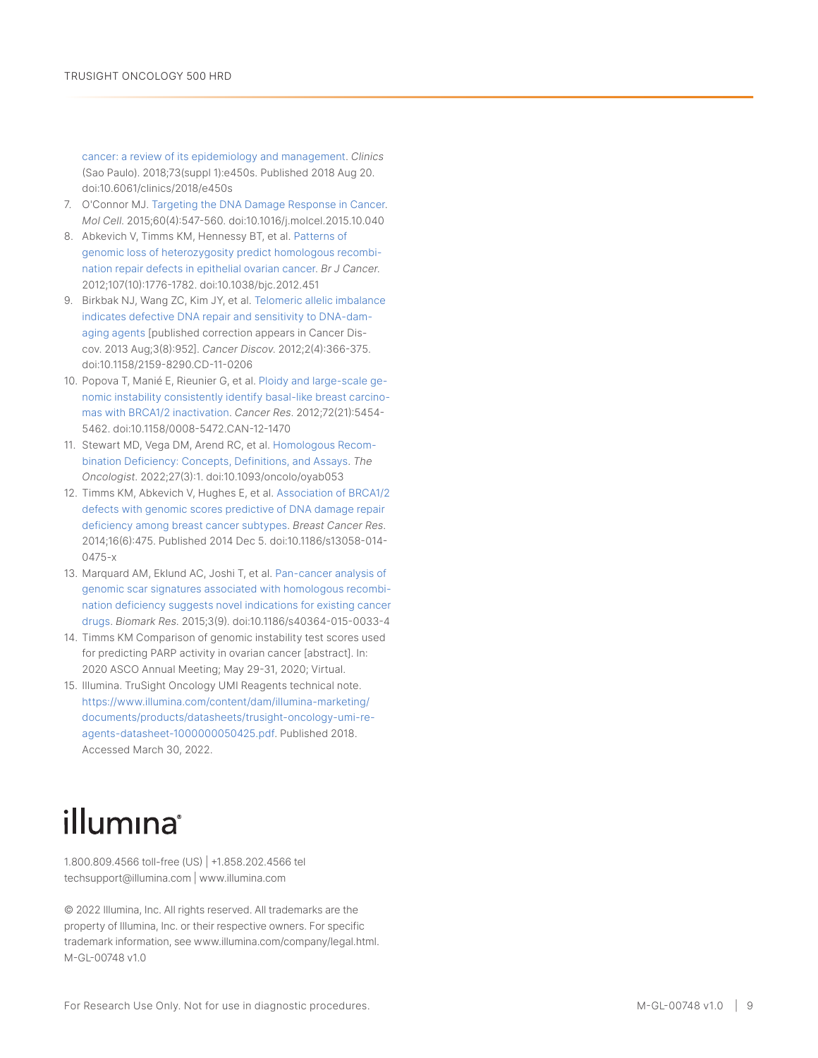cancer: a review of its epidemiology and management. *Clinics* (Sao Paulo). 2018;73(suppl 1):e450s. Published 2018 Aug 20. doi:10.6061/clinics/2018/e450s

7. O'Connor MJ. Targeting the DNA Damage Response in Cancer. *Mol Cell.* 2015;60(4):547-560. doi:10.1016/j.molcel.2015.10.040
8. Abkevich V, Timms KM, Hennessy BT, et al. Patterns of genomic loss of heterozygosity predict homologous recombination repair defects in epithelial ovarian cancer. *Br J Cancer.* 2012;107(10):1776-1782. doi:10.1038/bjc.2012.451
9. Birkbak NJ, Wang ZC, Kim JY, et al. Telomeric allelic imbalance indicates defective DNA repair and sensitivity to DNA-damaging agents [published correction appears in Cancer Discov. 2013 Aug;3(8):952]. *Cancer Discov.* 2012;2(4):366-375. doi:10.1158/2159-8290.CD-11-0206
10. Popova T, Manié E, Rieunier G, et al. Ploidy and large-scale genomic instability consistently identify basal-like breast carcinomas with BRCA1/2 inactivation. *Cancer Res.* 2012;72(21):5454-5462. doi:10.1158/0008-5472.CAN-12-1470
11. Stewart MD, Vega DM, Arend RC, et al. Homologous Recombination Deficiency: Concepts, Definitions, and Assays. *The Oncologist.* 2022;27(3):1. doi:10.1093/oncolo/oyab053
12. Timms KM, Abkevich V, Hughes E, et al. Association of BRCA1/2 defects with genomic scores predictive of DNA damage repair deficiency among breast cancer subtypes. *Breast Cancer Res.* 2014;16(6):475. Published 2014 Dec 5. doi:10.1186/s13058-014-0475-x
13. Marquard AM, Eklund AC, Joshi T, et al. Pan-cancer analysis of genomic scar signatures associated with homologous recombination deficiency suggests novel indications for existing cancer drugs. *Biomark Res.* 2015;3(9). doi:10.1186/s40364-015-0033-4
14. Timms KM Comparison of genomic instability test scores used for predicting PARP activity in ovarian cancer [abstract]. In: 2020 ASCO Annual Meeting; May 29-31, 2020; Virtual.
15. Illumina. TruSight Oncology UMI Reagents technical note. https://www.illumina.com/content/dam/illumina-marketing/documents/products/datasheets/trusight-oncology-umi-reagents-datasheet-1000000050425.pdf. Published 2018. Accessed March 30, 2022.

illumina®

1.800.809.4566 toll-free (US) | +1.858.202.4566 tel
techsupport@illumina.com | www.illumina.com

© 2022 Illumina, Inc. All rights reserved. All trademarks are the property of Illumina, Inc. or their respective owners. For specific trademark information, see www.illumina.com/company/legal.html.
M-GL-00748 v1.0

For Research Use Only. Not for use in diagnostic procedures.